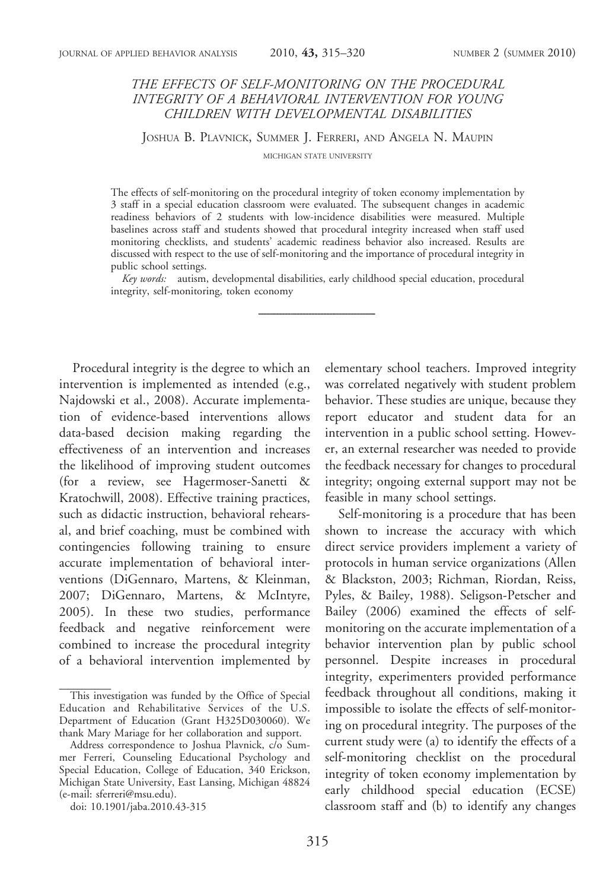# THE EFFECTS OF SELF-MONITORING ON THE PROCEDURAL INTEGRITY OF A BEHAVIORAL INTERVENTION FOR YOUNG CHILDREN WITH DEVELOPMENTAL DISABILITIES

Joshua B. Plavnick, Summer J. Ferreri, and Angela N. Maupin

MICHIGAN STATE UNIVERSITY

The effects of self-monitoring on the procedural integrity of token economy implementation by 3 staff in a special education classroom were evaluated. The subsequent changes in academic readiness behaviors of 2 students with low-incidence disabilities were measured. Multiple baselines across staff and students showed that procedural integrity increased when staff used monitoring checklists, and students' academic readiness behavior also increased. Results are discussed with respect to the use of self-monitoring and the importance of procedural integrity in public school settings.

*Key words:* autism, developmental disabilities, early childhood special education, procedural integrity, self-monitoring, token economy

---

Procedural integrity is the degree to which an intervention is implemented as intended (e.g., Najdowski et al., 2008). Accurate implementation of evidence-based interventions allows data-based decision making regarding the effectiveness of an intervention and increases the likelihood of improving student outcomes (for a review, see Hagermoser-Sanetti & Kratochwill, 2008). Effective training practices, such as didactic instruction, behavioral rehearsal, and brief coaching, must be combined with contingencies following training to ensure accurate implementation of behavioral interventions (DiGennaro, Martens, & Kleinman, 2007; DiGennaro, Martens, & McIntyre, 2005). In these two studies, performance feedback and negative reinforcement were combined to increase the procedural integrity of a behavioral intervention implemented by elementary school teachers. Improved integrity was correlated negatively with student problem behavior. These studies are unique, because they report educator and student data for an intervention in a public school setting. However, an external researcher was needed to provide the feedback necessary for changes to procedural integrity; ongoing external support may not be feasible in many school settings.

Self-monitoring is a procedure that has been shown to increase the accuracy with which direct service providers implement a variety of protocols in human service organizations (Allen & Blackston, 2003; Richman, Riordan, Reiss, Pyles, & Bailey, 1988). Seligson-Petscher and Bailey (2006) examined the effects of self-monitoring on the accurate implementation of a behavior intervention plan by public school personnel. Despite increases in procedural integrity, experimenters provided performance feedback throughout all conditions, making it impossible to isolate the effects of self-monitoring on procedural integrity. The purposes of the current study were (a) to identify the effects of a self-monitoring checklist on the procedural integrity of token economy implementation by early childhood special education (ECSE) classroom staff and (b) to identify any changes

---

This investigation was funded by the Office of Special Education and Rehabilitative Services of the U.S. Department of Education (Grant H325D030060). We thank Mary Mariage for her collaboration and support.

Address correspondence to Joshua Plavnick, c/o Summer Ferreri, Counseling Educational Psychology and Special Education, College of Education, 340 Erickson, Michigan State University, East Lansing, Michigan 48824 (e-mail: sferreri@msu.edu).

doi: 10.1901/jaba.2010.43-315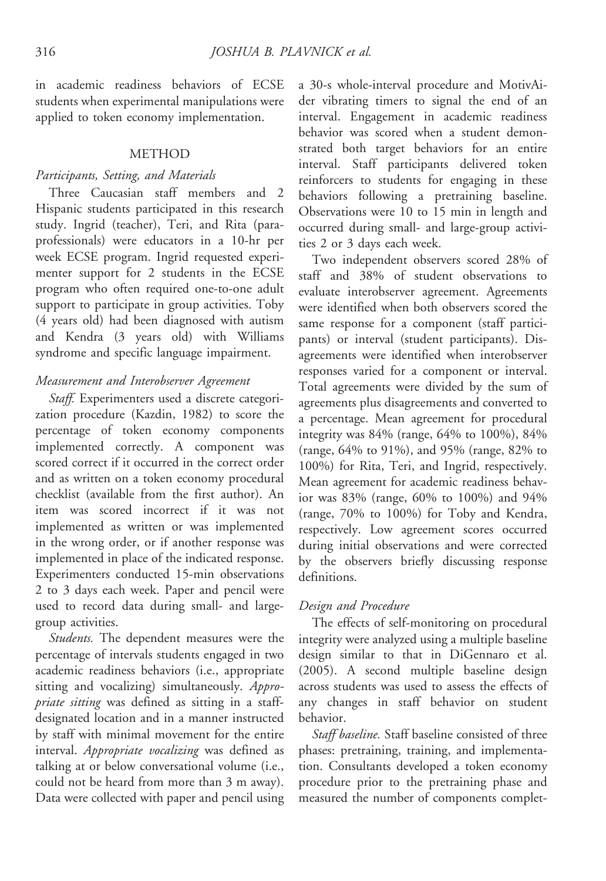in academic readiness behaviors of ECSE students when experimental manipulations were applied to token economy implementation.

## METHOD

### *Participants, Setting, and Materials*

Three Caucasian staff members and 2 Hispanic students participated in this research study. Ingrid (teacher), Teri, and Rita (paraprofessionals) were educators in a 10-hr per week ECSE program. Ingrid requested experimenter support for 2 students in the ECSE program who often required one-to-one adult support to participate in group activities. Toby (4 years old) had been diagnosed with autism and Kendra (3 years old) with Williams syndrome and specific language impairment.

### *Measurement and Interobserver Agreement*

*Staff.* Experimenters used a discrete categorization procedure (Kazdin, 1982) to score the percentage of token economy components implemented correctly. A component was scored correct if it occurred in the correct order and as written on a token economy procedural checklist (available from the first author). An item was scored incorrect if it was not implemented as written or was implemented in the wrong order, or if another response was implemented in place of the indicated response. Experimenters conducted 15-min observations 2 to 3 days each week. Paper and pencil were used to record data during small- and large-group activities.

*Students.* The dependent measures were the percentage of intervals students engaged in two academic readiness behaviors (i.e., appropriate sitting and vocalizing) simultaneously. *Appropriate sitting* was defined as sitting in a staff-designated location and in a manner instructed by staff with minimal movement for the entire interval. *Appropriate vocalizing* was defined as talking at or below conversational volume (i.e., could not be heard from more than 3 m away). Data were collected with paper and pencil using a 30-s whole-interval procedure and MotivAider vibrating timers to signal the end of an interval. Engagement in academic readiness behavior was scored when a student demonstrated both target behaviors for an entire interval. Staff participants delivered token reinforcers to students for engaging in these behaviors following a pretraining baseline. Observations were 10 to 15 min in length and occurred during small- and large-group activities 2 or 3 days each week.

Two independent observers scored 28% of staff and 38% of student observations to evaluate interobserver agreement. Agreements were identified when both observers scored the same response for a component (staff participants) or interval (student participants). Disagreements were identified when interobserver responses varied for a component or interval. Total agreements were divided by the sum of agreements plus disagreements and converted to a percentage. Mean agreement for procedural integrity was 84% (range, 64% to 100%), 84% (range, 64% to 91%), and 95% (range, 82% to 100%) for Rita, Teri, and Ingrid, respectively. Mean agreement for academic readiness behavior was 83% (range, 60% to 100%) and 94% (range, 70% to 100%) for Toby and Kendra, respectively. Low agreement scores occurred during initial observations and were corrected by the observers briefly discussing response definitions.

### *Design and Procedure*

The effects of self-monitoring on procedural integrity were analyzed using a multiple baseline design similar to that in DiGennaro et al. (2005). A second multiple baseline design across students was used to assess the effects of any changes in staff behavior on student behavior.

*Staff baseline.* Staff baseline consisted of three phases: pretraining, training, and implementation. Consultants developed a token economy procedure prior to the pretraining phase and measured the number of components complet-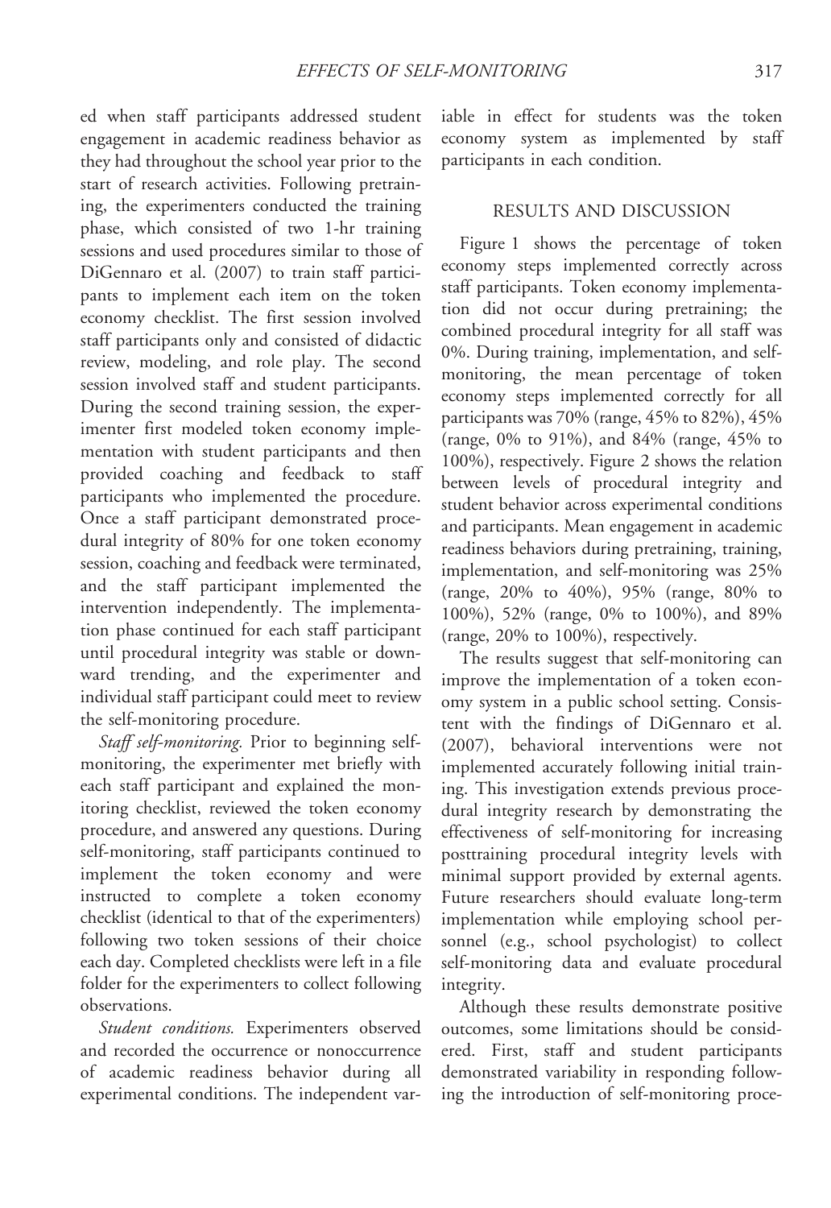ed when staff participants addressed student engagement in academic readiness behavior as they had throughout the school year prior to the start of research activities. Following pretraining, the experimenters conducted the training phase, which consisted of two 1-hr training sessions and used procedures similar to those of DiGennaro et al. (2007) to train staff participants to implement each item on the token economy checklist. The first session involved staff participants only and consisted of didactic review, modeling, and role play. The second session involved staff and student participants. During the second training session, the experimenter first modeled token economy implementation with student participants and then provided coaching and feedback to staff participants who implemented the procedure. Once a staff participant demonstrated procedural integrity of 80% for one token economy session, coaching and feedback were terminated, and the staff participant implemented the intervention independently. The implementation phase continued for each staff participant until procedural integrity was stable or downward trending, and the experimenter and individual staff participant could meet to review the self-monitoring procedure.

*Staff self-monitoring.* Prior to beginning self-monitoring, the experimenter met briefly with each staff participant and explained the monitoring checklist, reviewed the token economy procedure, and answered any questions. During self-monitoring, staff participants continued to implement the token economy and were instructed to complete a token economy checklist (identical to that of the experimenters) following two token sessions of their choice each day. Completed checklists were left in a file folder for the experimenters to collect following observations.

*Student conditions.* Experimenters observed and recorded the occurrence or nonoccurrence of academic readiness behavior during all experimental conditions. The independent variable in effect for students was the token economy system as implemented by staff participants in each condition.

## RESULTS AND DISCUSSION

Figure 1 shows the percentage of token economy steps implemented correctly across staff participants. Token economy implementation did not occur during pretraining; the combined procedural integrity for all staff was 0%. During training, implementation, and self-monitoring, the mean percentage of token economy steps implemented correctly for all participants was 70% (range, 45% to 82%), 45% (range, 0% to 91%), and 84% (range, 45% to 100%), respectively. Figure 2 shows the relation between levels of procedural integrity and student behavior across experimental conditions and participants. Mean engagement in academic readiness behaviors during pretraining, training, implementation, and self-monitoring was 25% (range, 20% to 40%), 95% (range, 80% to 100%), 52% (range, 0% to 100%), and 89% (range, 20% to 100%), respectively.

The results suggest that self-monitoring can improve the implementation of a token economy system in a public school setting. Consistent with the findings of DiGennaro et al. (2007), behavioral interventions were not implemented accurately following initial training. This investigation extends previous procedural integrity research by demonstrating the effectiveness of self-monitoring for increasing posttraining procedural integrity levels with minimal support provided by external agents. Future researchers should evaluate long-term implementation while employing school personnel (e.g., school psychologist) to collect self-monitoring data and evaluate procedural integrity.

Although these results demonstrate positive outcomes, some limitations should be considered. First, staff and student participants demonstrated variability in responding following the introduction of self-monitoring proce-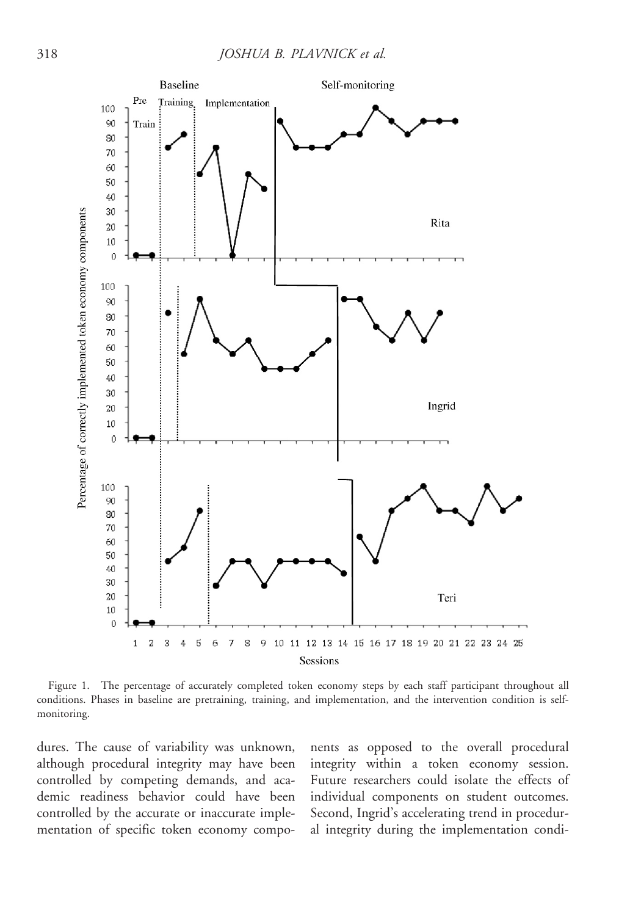Figure 1. The percentage of accurately completed token economy steps by each staff participant throughout all conditions. Phases in baseline are pretraining, training, and implementation, and the intervention condition is self-monitoring.

dures. The cause of variability was unknown, although procedural integrity may have been controlled by competing demands, and academic readiness behavior could have been controlled by the accurate or inaccurate implementation of specific token economy components as opposed to the overall procedural integrity within a token economy session. Future researchers could isolate the effects of individual components on student outcomes. Second, Ingrid's accelerating trend in procedural integrity during the implementation condi-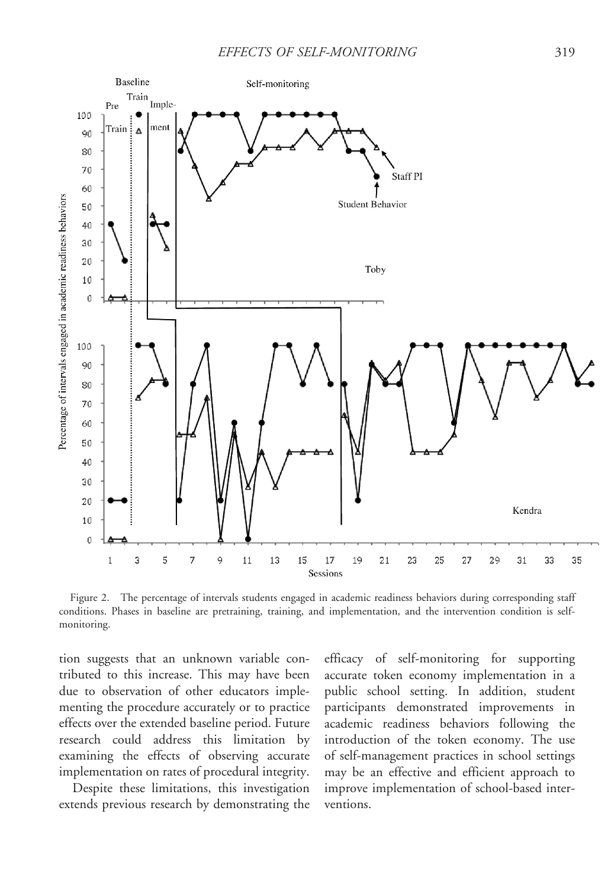Figure 2. The percentage of intervals students engaged in academic readiness behaviors during corresponding staff conditions. Phases in baseline are pretraining, training, and implementation, and the intervention condition is self-monitoring.

tion suggests that an unknown variable contributed to this increase. This may have been due to observation of other educators implementing the procedure accurately or to practice effects over the extended baseline period. Future research could address this limitation by examining the effects of observing accurate implementation on rates of procedural integrity.

Despite these limitations, this investigation extends previous research by demonstrating the efficacy of self-monitoring for supporting accurate token economy implementation in a public school setting. In addition, student participants demonstrated improvements in academic readiness behaviors following the introduction of the token economy. The use of self-management practices in school settings may be an effective and efficient approach to improve implementation of school-based interventions.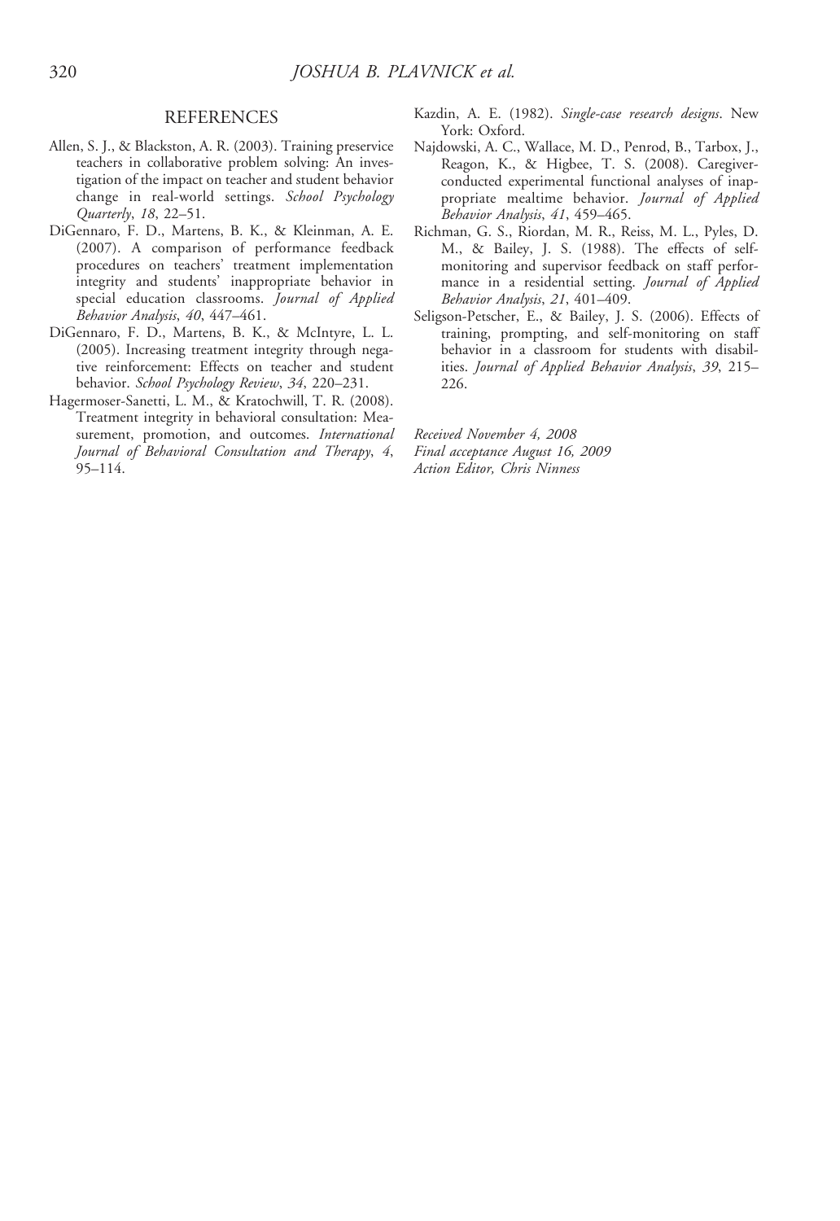## REFERENCES

Allen, S. J., & Blackston, A. R. (2003). Training preservice teachers in collaborative problem solving: An investigation of the impact on teacher and student behavior change in real-world settings. *School Psychology Quarterly*, *18*, 22–51.

DiGennaro, F. D., Martens, B. K., & Kleinman, A. E. (2007). A comparison of performance feedback procedures on teachers' treatment implementation integrity and students' inappropriate behavior in special education classrooms. *Journal of Applied Behavior Analysis*, *40*, 447–461.

DiGennaro, F. D., Martens, B. K., & McIntyre, L. L. (2005). Increasing treatment integrity through negative reinforcement: Effects on teacher and student behavior. *School Psychology Review*, *34*, 220–231.

Hagermoser-Sanetti, L. M., & Kratochwill, T. R. (2008). Treatment integrity in behavioral consultation: Measurement, promotion, and outcomes. *International Journal of Behavioral Consultation and Therapy*, *4*, 95–114.

Kazdin, A. E. (1982). *Single-case research designs*. New York: Oxford.

Najdowski, A. C., Wallace, M. D., Penrod, B., Tarbox, J., Reagon, K., & Higbee, T. S. (2008). Caregiver-conducted experimental functional analyses of inappropriate mealtime behavior. *Journal of Applied Behavior Analysis*, *41*, 459–465.

Richman, G. S., Riordan, M. R., Reiss, M. L., Pyles, D. M., & Bailey, J. S. (1988). The effects of self-monitoring and supervisor feedback on staff performance in a residential setting. *Journal of Applied Behavior Analysis*, *21*, 401–409.

Seligson-Petscher, E., & Bailey, J. S. (2006). Effects of training, prompting, and self-monitoring on staff behavior in a classroom for students with disabilities. *Journal of Applied Behavior Analysis*, *39*, 215–226.

*Received November 4, 2008*
*Final acceptance August 16, 2009*
*Action Editor, Chris Ninness*